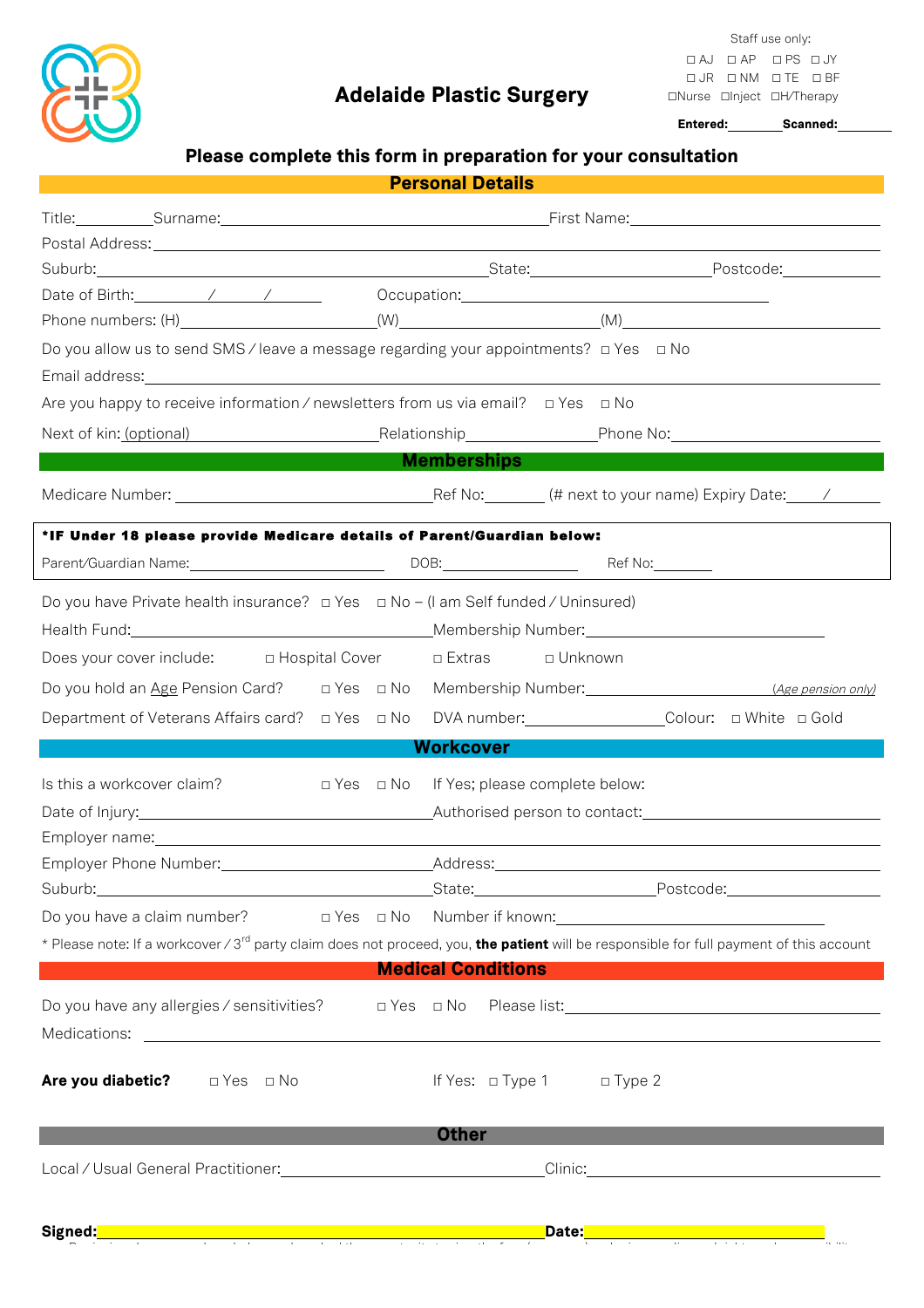Staff use only:
□ AJ □ AP □ PS □ JY
□ JR □ NM □ TE □ BF
□Nurse □Inject □H/Therapy

**Entered:**_______ **Scanned:**_______

# Adelaide Plastic Surgery

## Please complete this form in preparation for your consultation

## Personal Details

Title:_________ Surname:_______________________________ First Name:_______________________________

Postal Address:_____________________________________________________________________________

Suburb:_______________________________ State:_________________ Postcode:___________

Date of Birth:_______ / _______ / _______ Occupation:_______________________________

Phone numbers: (H)_____________________ (W)_____________________ (M)_____________________

Do you allow us to send SMS / leave a message regarding your appointments? □ Yes □ No

Email address:_____________________________________________________________________________

Are you happy to receive information / newsletters from us via email? □ Yes □ No

Next of kin: (optional)_____________________ Relationship_______________ Phone No:_____________________

## Memberships

Medicare Number: ___________________________ Ref No:_______ (# next to your name) Expiry Date:____ / ______

**\*IF Under 18 please provide Medicare details of Parent/Guardian below:**

Parent/Guardian Name:_____________________ DOB:_______________ Ref No:_______

Do you have Private health insurance? □ Yes □ No – (I am Self funded / Uninsured)

Health Fund:___________________________ Membership Number:___________________________

Does your cover include: □ Hospital Cover □ Extras □ Unknown

Do you hold an Age Pension Card? □ Yes □ No Membership Number:_____________________ *(Age pension only)*

Department of Veterans Affairs card? □ Yes □ No DVA number:_______________ Colour: □ White □ Gold

## Workcover

Is this a workcover claim? □ Yes □ No If Yes; please complete below:

Date of Injury:___________________________ Authorised person to contact:___________________________

Employer name:_____________________________________________________________________________

Employer Phone Number:_____________________ Address:___________________________________________

Suburb:___________________________ State:_________________ Postcode:_______________

Do you have a claim number? □ Yes □ No Number if known:___________________________

\* Please note: If a workcover / 3rd party claim does not proceed, you, **the patient** will be responsible for full payment of this account

## Medical Conditions

Do you have any allergies / sensitivities? □ Yes □ No Please list:___________________________

Medications: _______________________________________________________________________________

**Are you diabetic?** □ Yes □ No If Yes: □ Type 1 □ Type 2

## Other

Local / Usual General Practitioner:___________________________ Clinic:___________________________

**Signed:**___________________________________________ **Date:**___________________________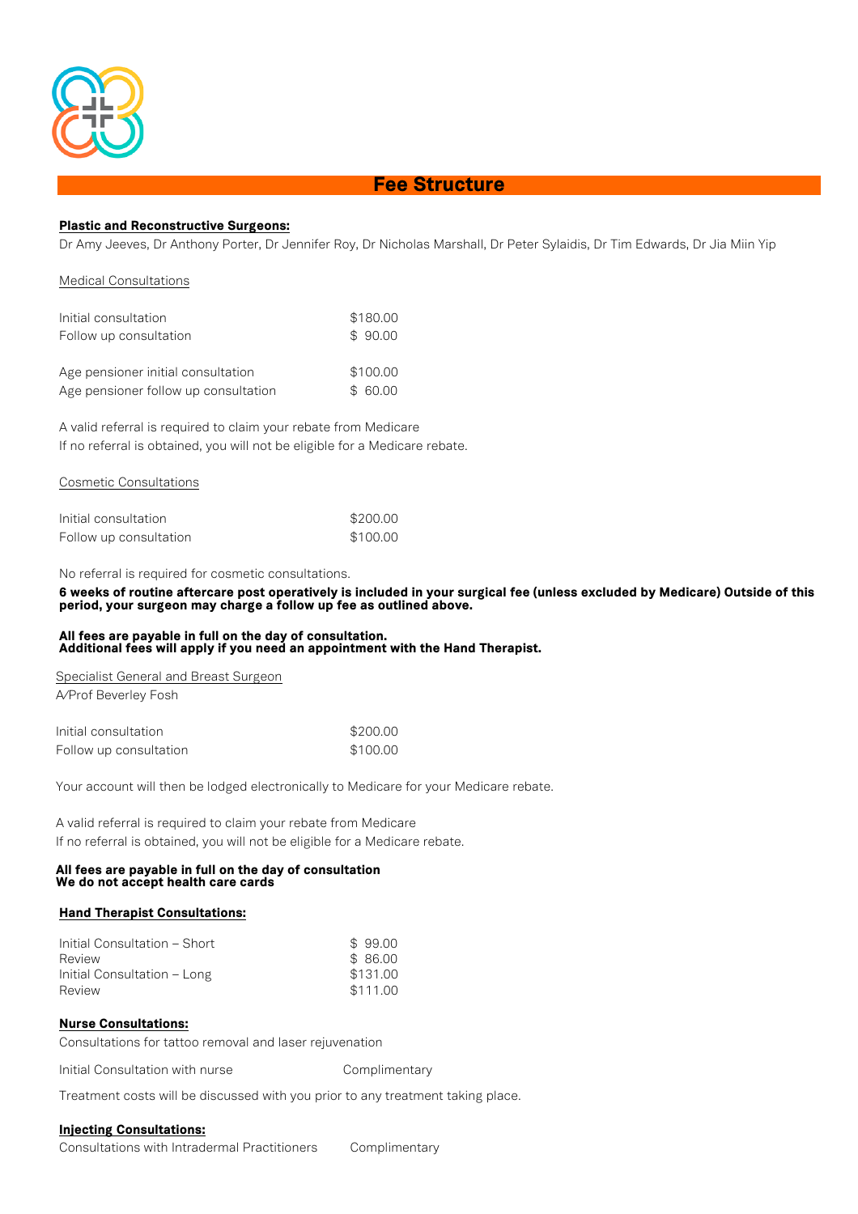# Fee Structure

**Plastic and Reconstructive Surgeons:**

Dr Amy Jeeves, Dr Anthony Porter, Dr Jennifer Roy, Dr Nicholas Marshall, Dr Peter Sylaidis, Dr Tim Edwards, Dr Jia Miin Yip

Medical Consultations

| | |
|---|---|
| Initial consultation | $180.00 |
| Follow up consultation | $ 90.00 |
| Age pensioner initial consultation | $100.00 |
| Age pensioner follow up consultation | $ 60.00 |

A valid referral is required to claim your rebate from Medicare
If no referral is obtained, you will not be eligible for a Medicare rebate.

Cosmetic Consultations

| | |
|---|---|
| Initial consultation | $200.00 |
| Follow up consultation | $100.00 |

No referral is required for cosmetic consultations.

**6 weeks of routine aftercare post operatively is included in your surgical fee (unless excluded by Medicare) Outside of this period, your surgeon may charge a follow up fee as outlined above.**

**All fees are payable in full on the day of consultation.**
**Additional fees will apply if you need an appointment with the Hand Therapist.**

Specialist General and Breast Surgeon

A/Prof Beverley Fosh

| | |
|---|---|
| Initial consultation | $200.00 |
| Follow up consultation | $100.00 |

Your account will then be lodged electronically to Medicare for your Medicare rebate.

A valid referral is required to claim your rebate from Medicare
If no referral is obtained, you will not be eligible for a Medicare rebate.

**All fees are payable in full on the day of consultation**
**We do not accept health care cards**

**Hand Therapist Consultations:**

| | |
|---|---|
| Initial Consultation – Short | $ 99.00 |
| Review | $ 86.00 |
| Initial Consultation – Long | $131.00 |
| Review | $111.00 |

**Nurse Consultations:**

Consultations for tattoo removal and laser rejuvenation

| | |
|---|---|
| Initial Consultation with nurse | Complimentary |

Treatment costs will be discussed with you prior to any treatment taking place.

**Injecting Consultations:**

| | |
|---|---|
| Consultations with Intradermal Practitioners | Complimentary |